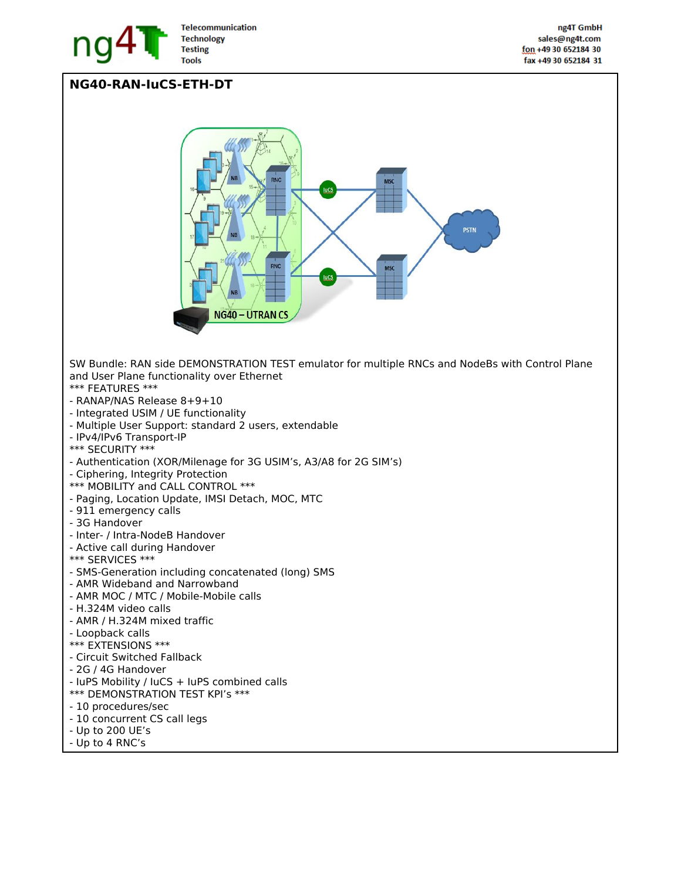ng4T Telecommunication Technology Testing Tools

ng4T GmbH
sales@ng4t.com
fon +49 30 652184 30
fax +49 30 652184 31

# NG40-RAN-IuCS-ETH-DT

SW Bundle: RAN side DEMONSTRATION TEST emulator for multiple RNCs and NodeBs with Control Plane and User Plane functionality over Ethernet

*** FEATURES ***
- RANAP/NAS Release 8+9+10
- Integrated USIM / UE functionality
- Multiple User Support: standard 2 users, extendable
- IPv4/IPv6 Transport-IP

*** SECURITY ***
- Authentication (XOR/Milenage for 3G USIM's, A3/A8 for 2G SIM's)
- Ciphering, Integrity Protection

*** MOBILITY and CALL CONTROL ***
- Paging, Location Update, IMSI Detach, MOC, MTC
- 911 emergency calls
- 3G Handover
- Inter- / Intra-NodeB Handover
- Active call during Handover

*** SERVICES ***
- SMS-Generation including concatenated (long) SMS
- AMR Wideband and Narrowband
- AMR MOC / MTC / Mobile-Mobile calls
- H.324M video calls
- AMR / H.324M mixed traffic
- Loopback calls

*** EXTENSIONS ***
- Circuit Switched Fallback
- 2G / 4G Handover
- IuPS Mobility / IuCS + IuPS combined calls

*** DEMONSTRATION TEST KPI's ***
- 10 procedures/sec
- 10 concurrent CS call legs
- Up to 200 UE's
- Up to 4 RNC's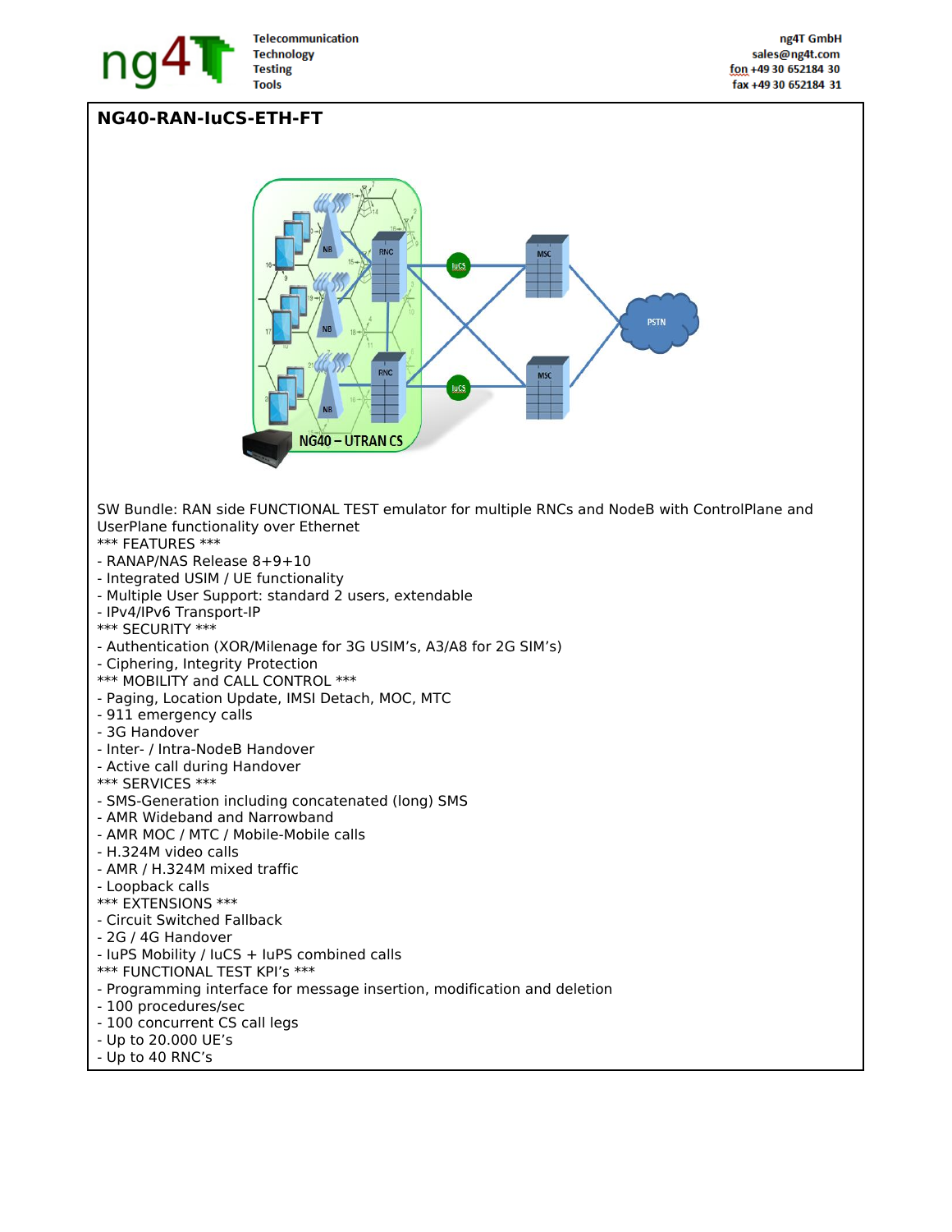## NG40-RAN-IuCS-ETH-FT

SW Bundle: RAN side FUNCTIONAL TEST emulator for multiple RNCs and NodeB with ControlPlane and UserPlane functionality over Ethernet

*** FEATURES ***

- RANAP/NAS Release 8+9+10
- Integrated USIM / UE functionality
- Multiple User Support: standard 2 users, extendable
- IPv4/IPv6 Transport-IP

*** SECURITY ***

- Authentication (XOR/Milenage for 3G USIM's, A3/A8 for 2G SIM's)
- Ciphering, Integrity Protection

*** MOBILITY and CALL CONTROL ***

- Paging, Location Update, IMSI Detach, MOC, MTC
- 911 emergency calls
- 3G Handover
- Inter- / Intra-NodeB Handover
- Active call during Handover

*** SERVICES ***

- SMS-Generation including concatenated (long) SMS
- AMR Wideband and Narrowband
- AMR MOC / MTC / Mobile-Mobile calls
- H.324M video calls
- AMR / H.324M mixed traffic
- Loopback calls

*** EXTENSIONS ***

- Circuit Switched Fallback
- 2G / 4G Handover
- IuPS Mobility / IuCS + IuPS combined calls

*** FUNCTIONAL TEST KPI's ***

- Programming interface for message insertion, modification and deletion
- 100 procedures/sec
- 100 concurrent CS call legs
- Up to 20.000 UE's
- Up to 40 RNC's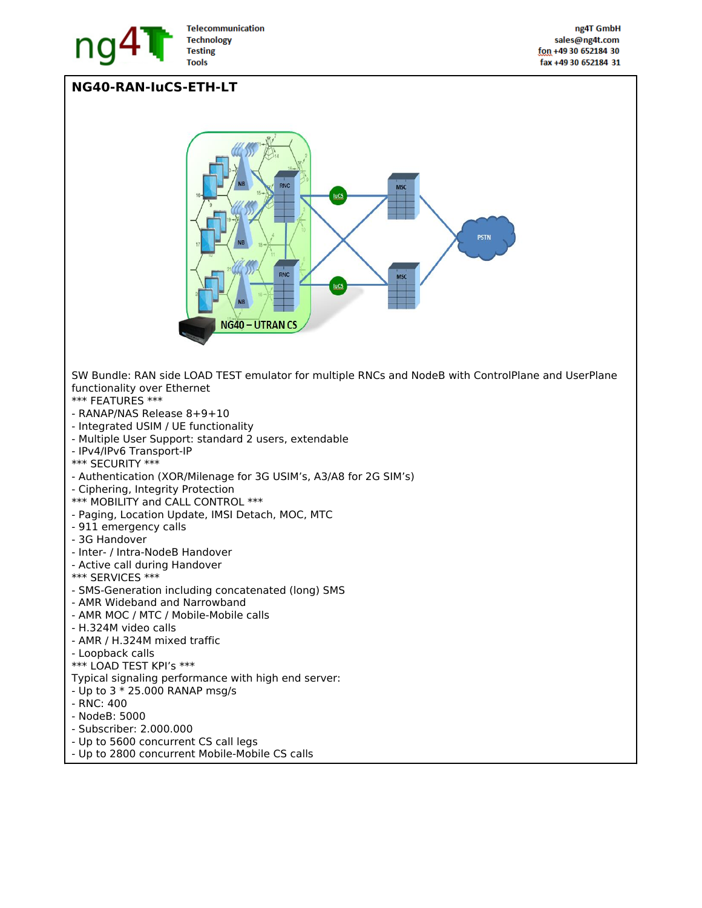## NG40-RAN-IuCS-ETH-LT

SW Bundle: RAN side LOAD TEST emulator for multiple RNCs and NodeB with ControlPlane and UserPlane functionality over Ethernet

*** FEATURES ***

- RANAP/NAS Release 8+9+10
- Integrated USIM / UE functionality
- Multiple User Support: standard 2 users, extendable
- IPv4/IPv6 Transport-IP

*** SECURITY ***

- Authentication (XOR/Milenage for 3G USIM's, A3/A8 for 2G SIM's)
- Ciphering, Integrity Protection

*** MOBILITY and CALL CONTROL ***

- Paging, Location Update, IMSI Detach, MOC, MTC
- 911 emergency calls
- 3G Handover
- Inter- / Intra-NodeB Handover
- Active call during Handover

*** SERVICES ***

- SMS-Generation including concatenated (long) SMS
- AMR Wideband and Narrowband
- AMR MOC / MTC / Mobile-Mobile calls
- H.324M video calls
- AMR / H.324M mixed traffic
- Loopback calls

*** LOAD TEST KPI's ***

Typical signaling performance with high end server:

- Up to 3 * 25.000 RANAP msg/s
- RNC: 400
- NodeB: 5000
- Subscriber: 2.000.000
- Up to 5600 concurrent CS call legs
- Up to 2800 concurrent Mobile-Mobile CS calls